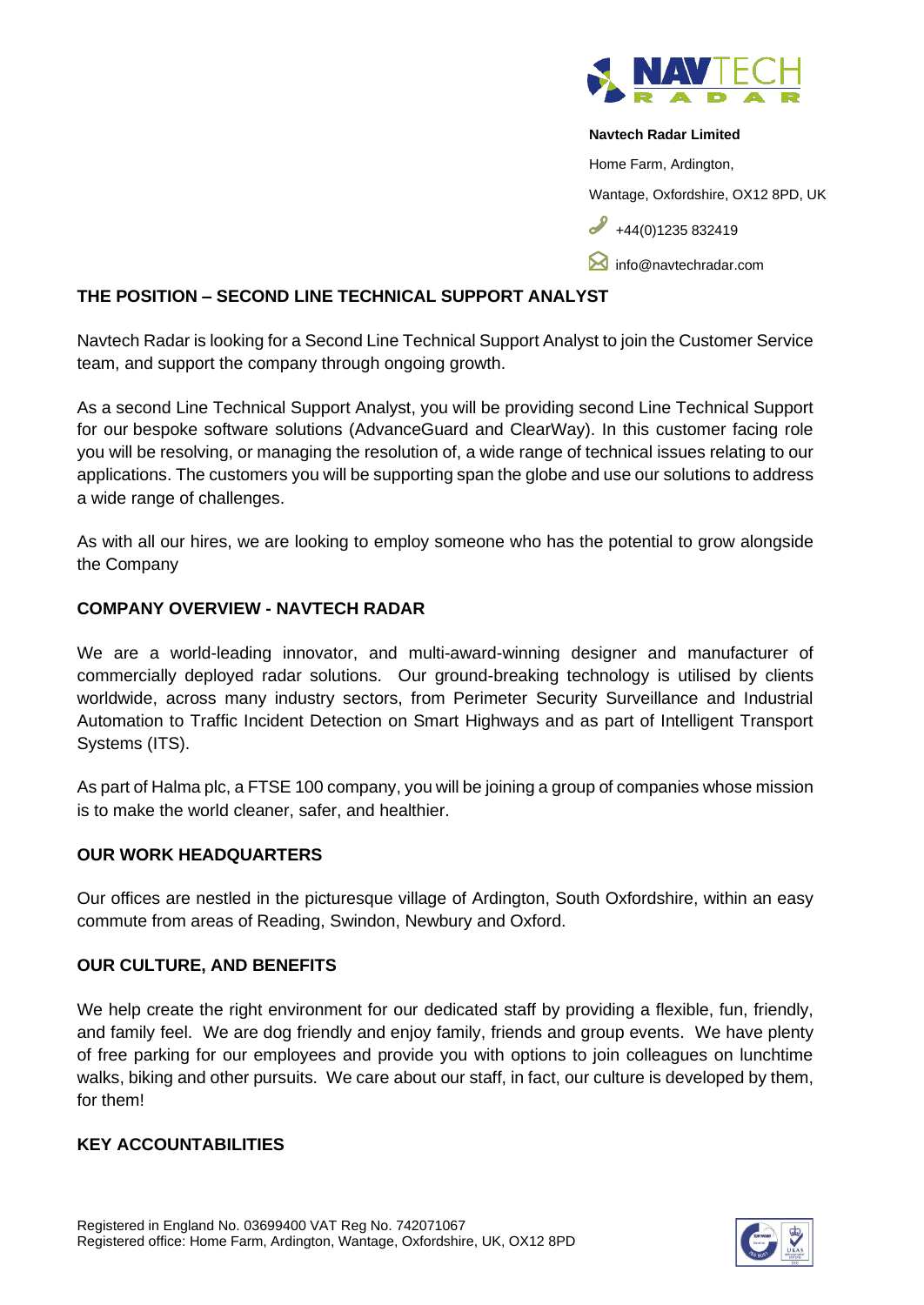**Navtech Radar Limited**

Home Farm, Ardington,

Wantage, Oxfordshire, OX12 8PD, UK

+44(0)1235 832419

info@navtechradar.com

## THE POSITION – SECOND LINE TECHNICAL SUPPORT ANALYST

Navtech Radar is looking for a Second Line Technical Support Analyst to join the Customer Service team, and support the company through ongoing growth.

As a second Line Technical Support Analyst, you will be providing second Line Technical Support for our bespoke software solutions (AdvanceGuard and ClearWay). In this customer facing role you will be resolving, or managing the resolution of, a wide range of technical issues relating to our applications. The customers you will be supporting span the globe and use our solutions to address a wide range of challenges.

As with all our hires, we are looking to employ someone who has the potential to grow alongside the Company

## COMPANY OVERVIEW - NAVTECH RADAR

We are a world-leading innovator, and multi-award-winning designer and manufacturer of commercially deployed radar solutions. Our ground-breaking technology is utilised by clients worldwide, across many industry sectors, from Perimeter Security Surveillance and Industrial Automation to Traffic Incident Detection on Smart Highways and as part of Intelligent Transport Systems (ITS).

As part of Halma plc, a FTSE 100 company, you will be joining a group of companies whose mission is to make the world cleaner, safer, and healthier.

## OUR WORK HEADQUARTERS

Our offices are nestled in the picturesque village of Ardington, South Oxfordshire, within an easy commute from areas of Reading, Swindon, Newbury and Oxford.

## OUR CULTURE, AND BENEFITS

We help create the right environment for our dedicated staff by providing a flexible, fun, friendly, and family feel. We are dog friendly and enjoy family, friends and group events. We have plenty of free parking for our employees and provide you with options to join colleagues on lunchtime walks, biking and other pursuits. We care about our staff, in fact, our culture is developed by them, for them!

## KEY ACCOUNTABILITIES

Registered in England No. 03699400 VAT Reg No. 742071067
Registered office: Home Farm, Ardington, Wantage, Oxfordshire, UK, OX12 8PD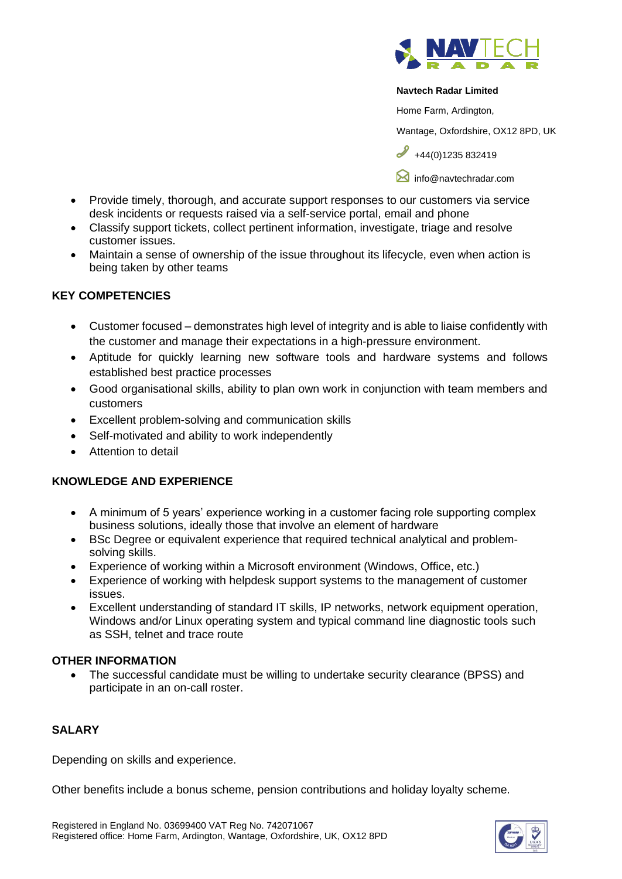- Provide timely, thorough, and accurate support responses to our customers via service desk incidents or requests raised via a self-service portal, email and phone
- Classify support tickets, collect pertinent information, investigate, triage and resolve customer issues.
- Maintain a sense of ownership of the issue throughout its lifecycle, even when action is being taken by other teams

## KEY COMPETENCIES

- Customer focused – demonstrates high level of integrity and is able to liaise confidently with the customer and manage their expectations in a high-pressure environment.
- Aptitude for quickly learning new software tools and hardware systems and follows established best practice processes
- Good organisational skills, ability to plan own work in conjunction with team members and customers
- Excellent problem-solving and communication skills
- Self-motivated and ability to work independently
- Attention to detail

## KNOWLEDGE AND EXPERIENCE

- A minimum of 5 years' experience working in a customer facing role supporting complex business solutions, ideally those that involve an element of hardware
- BSc Degree or equivalent experience that required technical analytical and problem-solving skills.
- Experience of working within a Microsoft environment (Windows, Office, etc.)
- Experience of working with helpdesk support systems to the management of customer issues.
- Excellent understanding of standard IT skills, IP networks, network equipment operation, Windows and/or Linux operating system and typical command line diagnostic tools such as SSH, telnet and trace route

## OTHER INFORMATION

- The successful candidate must be willing to undertake security clearance (BPSS) and participate in an on-call roster.

## SALARY

Depending on skills and experience.

Other benefits include a bonus scheme, pension contributions and holiday loyalty scheme.